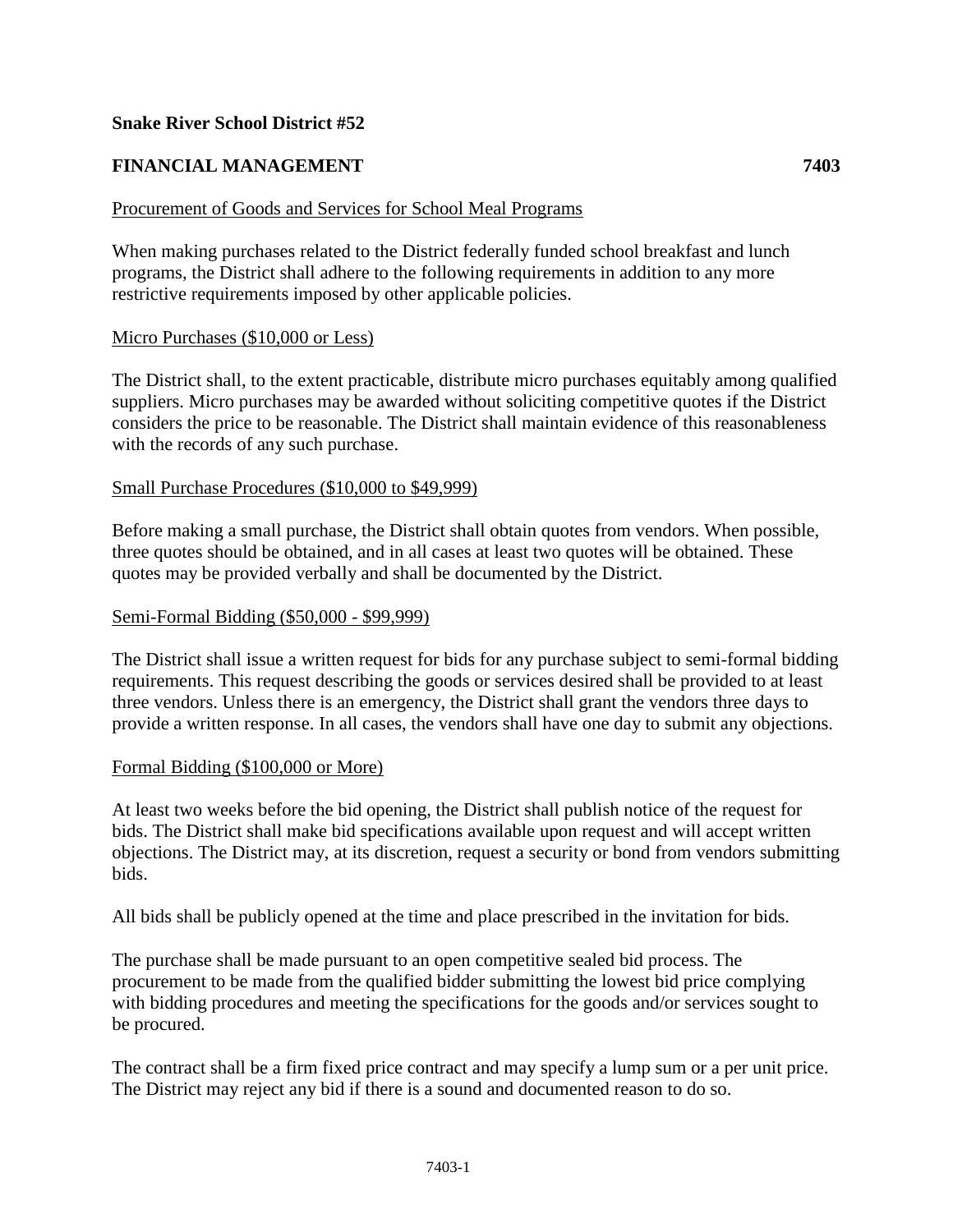**Snake River School District #52**

**FINANCIAL MANAGEMENT 7403**

Procurement of Goods and Services for School Meal Programs

When making purchases related to the District federally funded school breakfast and lunch programs, the District shall adhere to the following requirements in addition to any more restrictive requirements imposed by other applicable policies.

Micro Purchases ($10,000 or Less)

The District shall, to the extent practicable, distribute micro purchases equitably among qualified suppliers. Micro purchases may be awarded without soliciting competitive quotes if the District considers the price to be reasonable. The District shall maintain evidence of this reasonableness with the records of any such purchase.

Small Purchase Procedures ($10,000 to $49,999)

Before making a small purchase, the District shall obtain quotes from vendors. When possible, three quotes should be obtained, and in all cases at least two quotes will be obtained. These quotes may be provided verbally and shall be documented by the District.

Semi-Formal Bidding ($50,000 - $99,999)

The District shall issue a written request for bids for any purchase subject to semi-formal bidding requirements. This request describing the goods or services desired shall be provided to at least three vendors. Unless there is an emergency, the District shall grant the vendors three days to provide a written response. In all cases, the vendors shall have one day to submit any objections.

Formal Bidding ($100,000 or More)

At least two weeks before the bid opening, the District shall publish notice of the request for bids. The District shall make bid specifications available upon request and will accept written objections. The District may, at its discretion, request a security or bond from vendors submitting bids.

All bids shall be publicly opened at the time and place prescribed in the invitation for bids.

The purchase shall be made pursuant to an open competitive sealed bid process. The procurement to be made from the qualified bidder submitting the lowest bid price complying with bidding procedures and meeting the specifications for the goods and/or services sought to be procured.

The contract shall be a firm fixed price contract and may specify a lump sum or a per unit price. The District may reject any bid if there is a sound and documented reason to do so.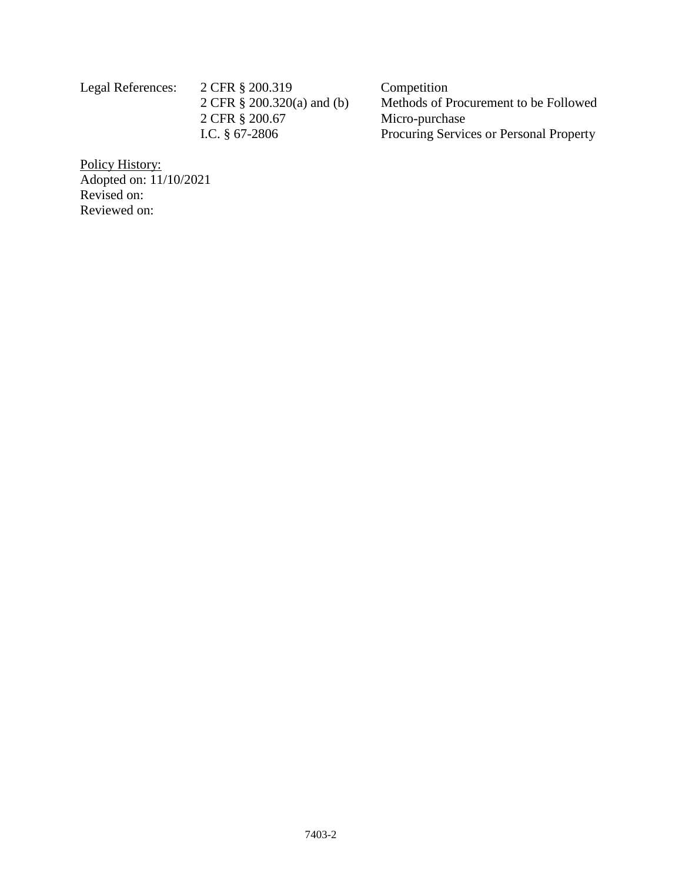| | | |
|---|---|---|
| Legal References: | 2 CFR § 200.319 | Competition |
| | 2 CFR § 200.320(a) and (b) | Methods of Procurement to be Followed |
| | 2 CFR § 200.67 | Micro-purchase |
| | I.C. § 67-2806 | Procuring Services or Personal Property |

<u>Policy History:</u>
Adopted on: 11/10/2021
Revised on:
Reviewed on: